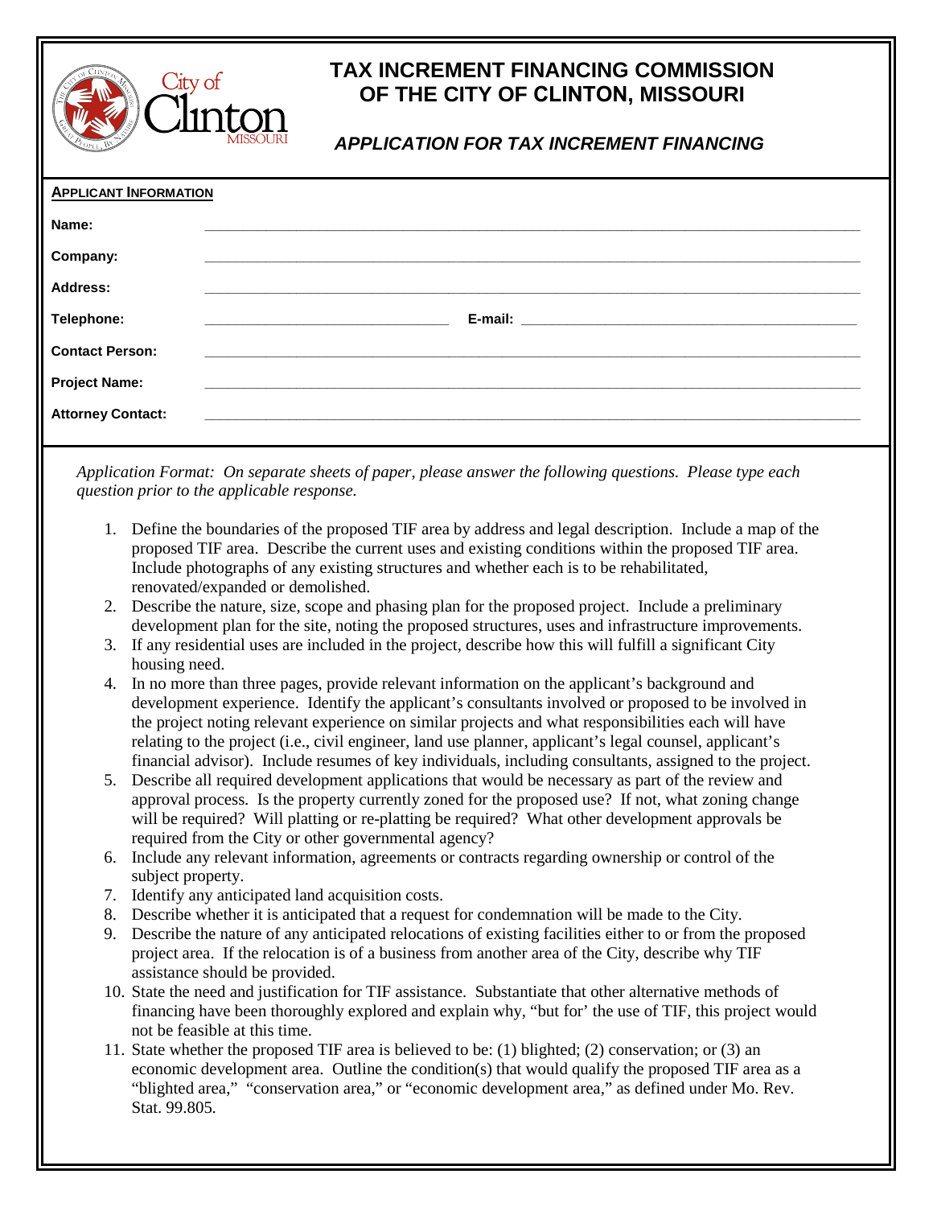# TAX INCREMENT FINANCING COMMISSION OF THE CITY OF CLINTON, MISSOURI

## *APPLICATION FOR TAX INCREMENT FINANCING*

**APPLICANT INFORMATION**

**Name:** ______________________________

**Company:** ______________________________

**Address:** ______________________________

**Telephone:** ______________________________ **E-mail:** ______________________________

**Contact Person:** ______________________________

**Project Name:** ______________________________

**Attorney Contact:** ______________________________

*Application Format: On separate sheets of paper, please answer the following questions. Please type each question prior to the applicable response.*

1. Define the boundaries of the proposed TIF area by address and legal description. Include a map of the proposed TIF area. Describe the current uses and existing conditions within the proposed TIF area. Include photographs of any existing structures and whether each is to be rehabilitated, renovated/expanded or demolished.
2. Describe the nature, size, scope and phasing plan for the proposed project. Include a preliminary development plan for the site, noting the proposed structures, uses and infrastructure improvements.
3. If any residential uses are included in the project, describe how this will fulfill a significant City housing need.
4. In no more than three pages, provide relevant information on the applicant's background and development experience. Identify the applicant's consultants involved or proposed to be involved in the project noting relevant experience on similar projects and what responsibilities each will have relating to the project (i.e., civil engineer, land use planner, applicant's legal counsel, applicant's financial advisor). Include resumes of key individuals, including consultants, assigned to the project.
5. Describe all required development applications that would be necessary as part of the review and approval process. Is the property currently zoned for the proposed use? If not, what zoning change will be required? Will platting or re-platting be required? What other development approvals be required from the City or other governmental agency?
6. Include any relevant information, agreements or contracts regarding ownership or control of the subject property.
7. Identify any anticipated land acquisition costs.
8. Describe whether it is anticipated that a request for condemnation will be made to the City.
9. Describe the nature of any anticipated relocations of existing facilities either to or from the proposed project area. If the relocation is of a business from another area of the City, describe why TIF assistance should be provided.
10. State the need and justification for TIF assistance. Substantiate that other alternative methods of financing have been thoroughly explored and explain why, "but for' the use of TIF, this project would not be feasible at this time.
11. State whether the proposed TIF area is believed to be: (1) blighted; (2) conservation; or (3) an economic development area. Outline the condition(s) that would qualify the proposed TIF area as a "blighted area," "conservation area," or "economic development area," as defined under Mo. Rev. Stat. 99.805.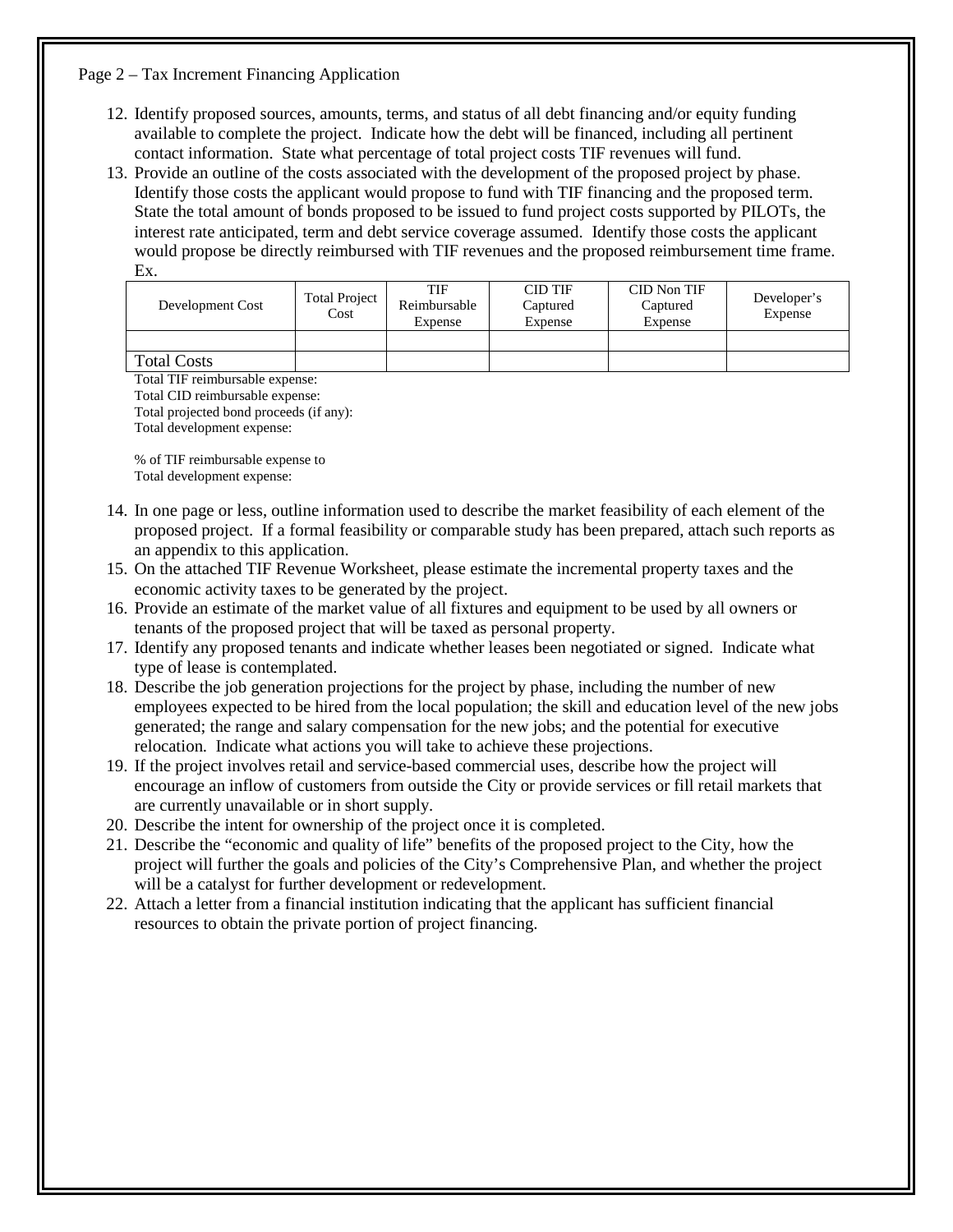Page 2 – Tax Increment Financing Application

12. Identify proposed sources, amounts, terms, and status of all debt financing and/or equity funding available to complete the project. Indicate how the debt will be financed, including all pertinent contact information. State what percentage of total project costs TIF revenues will fund.
13. Provide an outline of the costs associated with the development of the proposed project by phase. Identify those costs the applicant would propose to fund with TIF financing and the proposed term. State the total amount of bonds proposed to be issued to fund project costs supported by PILOTs, the interest rate anticipated, term and debt service coverage assumed. Identify those costs the applicant would propose be directly reimbursed with TIF revenues and the proposed reimbursement time frame. Ex.

| Development Cost | Total Project Cost | TIF Reimbursable Expense | CID TIF Captured Expense | CID Non TIF Captured Expense | Developer's Expense |
|---|---|---|---|---|---|
| | | | | | |
| Total Costs | | | | | |

Total TIF reimbursable expense:
Total CID reimbursable expense:
Total projected bond proceeds (if any):
Total development expense:

% of TIF reimbursable expense to
Total development expense:

14. In one page or less, outline information used to describe the market feasibility of each element of the proposed project. If a formal feasibility or comparable study has been prepared, attach such reports as an appendix to this application.
15. On the attached TIF Revenue Worksheet, please estimate the incremental property taxes and the economic activity taxes to be generated by the project.
16. Provide an estimate of the market value of all fixtures and equipment to be used by all owners or tenants of the proposed project that will be taxed as personal property.
17. Identify any proposed tenants and indicate whether leases been negotiated or signed. Indicate what type of lease is contemplated.
18. Describe the job generation projections for the project by phase, including the number of new employees expected to be hired from the local population; the skill and education level of the new jobs generated; the range and salary compensation for the new jobs; and the potential for executive relocation. Indicate what actions you will take to achieve these projections.
19. If the project involves retail and service-based commercial uses, describe how the project will encourage an inflow of customers from outside the City or provide services or fill retail markets that are currently unavailable or in short supply.
20. Describe the intent for ownership of the project once it is completed.
21. Describe the "economic and quality of life" benefits of the proposed project to the City, how the project will further the goals and policies of the City's Comprehensive Plan, and whether the project will be a catalyst for further development or redevelopment.
22. Attach a letter from a financial institution indicating that the applicant has sufficient financial resources to obtain the private portion of project financing.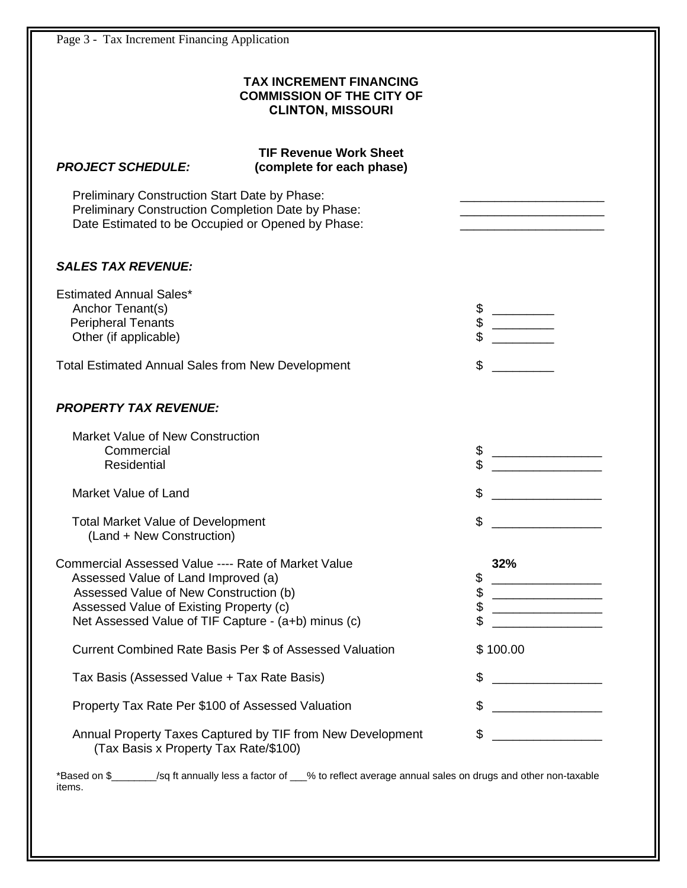**TAX INCREMENT FINANCING**
**COMMISSION OF THE CITY OF**
**CLINTON, MISSOURI**

**TIF Revenue Work Sheet**
**(complete for each phase)**

***PROJECT SCHEDULE:***

| | |
|---|---|
| Preliminary Construction Start Date by Phase: | ____________________ |
| Preliminary Construction Completion Date by Phase: | ____________________ |
| Date Estimated to be Occupied or Opened by Phase: | ____________________ |

***SALES TAX REVENUE:***

| | |
|---|---|
| Estimated Annual Sales* | |
| Anchor Tenant(s) | $ _________ |
| Peripheral Tenants | $ _________ |
| Other (if applicable) | $ _________ |
| Total Estimated Annual Sales from New Development | $ _________ |

***PROPERTY TAX REVENUE:***

| | |
|---|---|
| Market Value of New Construction | |
| Commercial | $ ________________ |
| Residential | $ ________________ |
| Market Value of Land | $ ________________ |
| Total Market Value of Development (Land + New Construction) | $ ________________ |
| Commercial Assessed Value ---- Rate of Market Value | **32%** |
| Assessed Value of Land Improved (a) | $ ________________ |
| Assessed Value of New Construction (b) | $ ________________ |
| Assessed Value of Existing Property (c) | $ ________________ |
| Net Assessed Value of TIF Capture - (a+b) minus (c) | $ ________________ |
| Current Combined Rate Basis Per $ of Assessed Valuation | $ 100.00 |
| Tax Basis (Assessed Value + Tax Rate Basis) | $ ________________ |
| Property Tax Rate Per $100 of Assessed Valuation | $ ________________ |
| Annual Property Taxes Captured by TIF from New Development (Tax Basis x Property Tax Rate/$100) | $ ________________ |

*Based on $________/sq ft annually less a factor of ___% to reflect average annual sales on drugs and other non-taxable items.